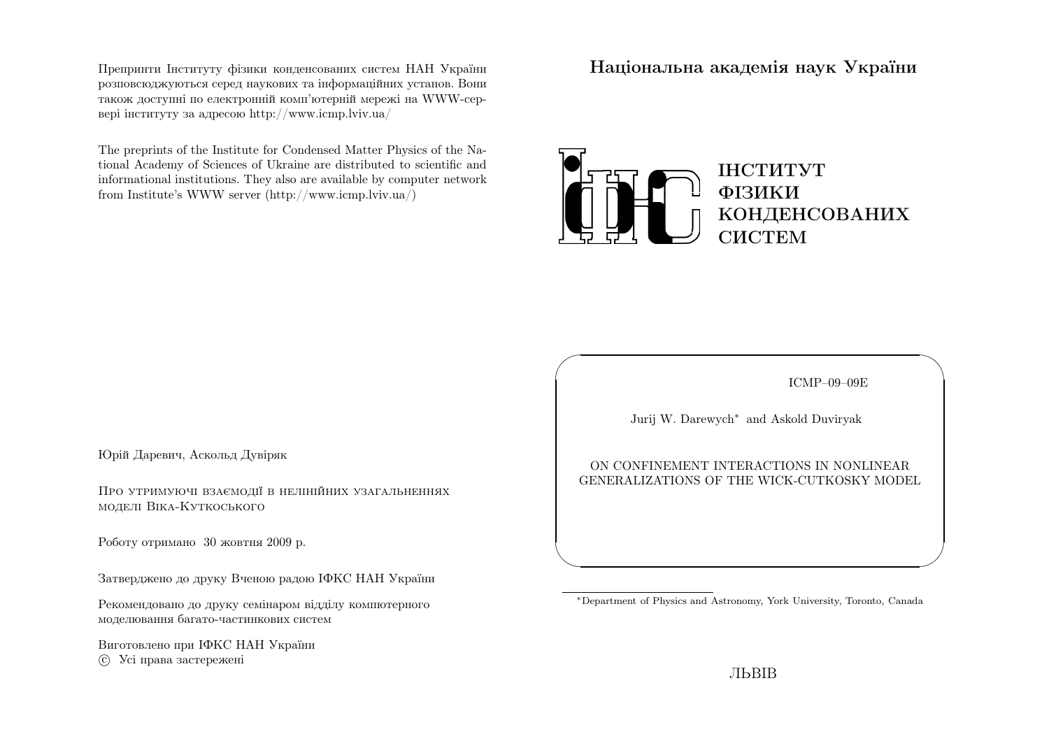Препринти Інституту фізики конденсованих систем НАН України розповсюджуються серед наукових та інформаційних установ. Вони також доступні по електронній комп'ютерній мережі на WWW-сервері інституту за адресою http://www.icmp.lviv.ua/

The preprints of the Institute for Condensed Matter Physics of the National Academy of Sciences of Ukraine are distributed to scientific and informational institutions. They also are available by computer network from Institute's WWW server (http://www.icmp.lviv.ua/)

Юрій Даревич, Аскольд Дувіряк

Про утримуючі взаємодії в нелінійних узагальненнях моделі Віка-Кутковського

Роботу отримано 30 жовтня 2009 р.

Затверджено до друку Вченою радою ІФКС НАН України

Рекомендовано до друку семінаром відділу компютерного моделювання багато-частинкових систем

Виготовлено при ІФКС НАН України
© Усі права застережені

**Національна академія наук України**

ІНСТИТУТ
ФІЗИКИ
КОНДЕНСОВАНИХ
СИСТЕМ

ICMP–09–09E

Jurij W. Darewych* and Askold Duviryak

ON CONFINEMENT INTERACTIONS IN NONLINEAR GENERALIZATIONS OF THE WICK-CUTKOSKY MODEL

*Department of Physics and Astronomy, York University, Toronto, Canada

ЛЬВІВ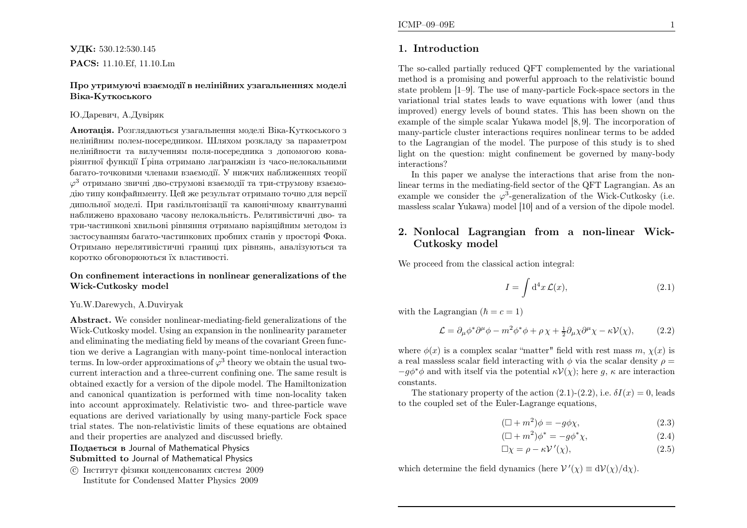**УДК:** 530.12:530.145

**PACS:** 11.10.Ef, 11.10.Lm

**Про утримуючі взаємодії в нелінійних узагальненнях моделі Віка-Куткоського**

Ю.Даревич, А.Дувіряк

**Анотація.** Розглядаються узагальнення моделі Віка-Куткоського з нелінійним полем-посередником. Шляхом розкладу за параметром нелінійности та вилученням поля-посередника з допомогою коваріянтної функції Ґріна отримано лаґранжіян із часо-нелокальними багато-точковими членами взаємодії. У нижчих наближеннях теорії $\varphi^3$ отримано звичні дво-струмові взаємодії та три-струмову взаємодію типу конфайнменту. Цей же результат отримано точно для версії дипольної моделі. При гамільтонізації та канонічному квантуванні наближено враховано часову нелокальність. Релятивістичні дво- та три-частинкові хвильові рівняння отримано варіяційним методом із застосуванням багато-частинкових пробних станів у просторі Фока. Отримано нерелятивістичні границі цих рівнянь, аналізуються та коротко обговорюються їх властивості.

**On confinement interactions in nonlinear generalizations of the Wick-Cutkosky model**

Yu.W.Darewych, A.Duviryak

**Abstract.** We consider nonlinear-mediating-field generalizations of the Wick-Cutkosky model. Using an expansion in the nonlinearity parameter and eliminating the mediating field by means of the covariant Green function we derive a Lagrangian with many-point time-nonlocal interaction terms. In low-order approximations of $\varphi^3$ theory we obtain the usual two-current interaction and a three-current confining one. The same result is obtained exactly for a version of the dipole model. The Hamiltonization and canonical quantization is performed with time non-locality taken into account approximately. Relativistic two- and three-particle wave equations are derived variationally by using many-particle Fock space trial states. The non-relativistic limits of these equations are obtained and their properties are analyzed and discussed briefly.

**Подається в** Journal of Mathematical Physics

**Submitted to** Journal of Mathematical Physics

© Інститут фізики конденсованих систем 2009
Institute for Condensed Matter Physics 2009

## 1. Introduction

The so-called partially reduced QFT complemented by the variational method is a promising and powerful approach to the relativistic bound state problem [1–9]. The use of many-particle Fock-space sectors in the variational trial states leads to wave equations with lower (and thus improved) energy levels of bound states. This has been shown on the example of the simple scalar Yukawa model [8, 9]. The incorporation of many-particle cluster interactions requires nonlinear terms to be added to the Lagrangian of the model. The purpose of this study is to shed light on the question: might confinement be governed by many-body interactions?

In this paper we analyse the interactions that arise from the nonlinear terms in the mediating-field sector of the QFT Lagrangian. As an example we consider the $\varphi^3$-generalization of the Wick-Cutkosky (i.e. massless scalar Yukawa) model [10] and of a version of the dipole model.

## 2. Nonlocal Lagrangian from a non-linear Wick-Cutkosky model

We proceed from the classical action integral:

$$I = \int \mathrm{d}^4x\, \mathcal{L}(x), \tag{2.1}$$

with the Lagrangian ($\hbar = c = 1$)

$$\mathcal{L} = \partial_\mu\phi^*\partial^\mu\phi - m^2\phi^*\phi + \rho\,\chi + \tfrac{1}{2}\partial_\mu\chi\partial^\mu\chi - \kappa\mathcal{V}(\chi), \tag{2.2}$$

where $\phi(x)$ is a complex scalar "matter" field with rest mass $m$, $\chi(x)$ is a real massless scalar field interacting with $\phi$ via the scalar density $\rho = -g\phi^*\phi$ and with itself via the potential $\kappa\mathcal{V}(\chi)$; here $g$, $\kappa$ are interaction constants.

The stationary property of the action (2.1)-(2.2), i.e. $\delta I(x) = 0$, leads to the coupled set of the Euler-Lagrange equations,

$$(\Box + m^2)\phi = -g\phi\chi, \tag{2.3}$$

$$(\Box + m^2)\phi^* = -g\phi^*\chi, \tag{2.4}$$

$$\Box\chi = \rho - \kappa\mathcal{V}\,'(\chi), \tag{2.5}$$

which determine the field dynamics (here $\mathcal{V}\,'(\chi) \equiv \mathrm{d}\mathcal{V}(\chi)/\mathrm{d}\chi$).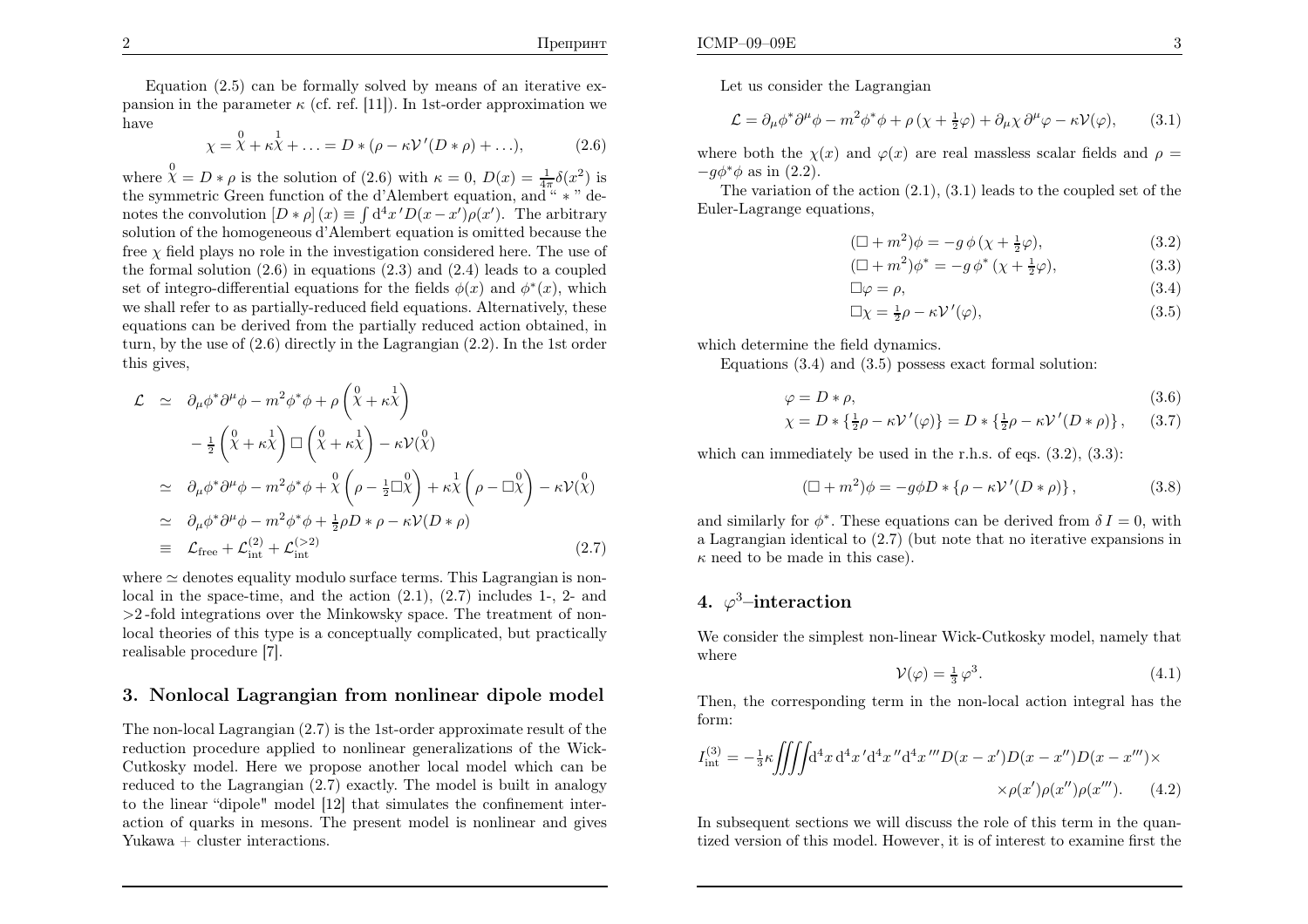Equation (2.5) can be formally solved by means of an iterative expansion in the parameter $\kappa$ (cf. ref. [11]). In 1st-order approximation we have

$$\chi = \overset{0}{\chi} + \kappa\overset{1}{\chi} + \ldots = D * (\rho - \kappa\mathcal{V}'(D * \rho) + \ldots), \tag{2.6}$$

where $\overset{0}{\chi} = D * \rho$ is the solution of (2.6) with $\kappa = 0$, $D(x) = \frac{1}{4\pi}\delta(x^2)$ is the symmetric Green function of the d'Alembert equation, and " $*$ " denotes the convolution $[D * \rho](x) \equiv \int \mathrm{d}^4x'\,D(x-x')\rho(x')$. The arbitrary solution of the homogeneous d'Alembert equation is omitted because the free $\chi$ field plays no role in the investigation considered here. The use of the formal solution (2.6) in equations (2.3) and (2.4) leads to a coupled set of integro-differential equations for the fields $\phi(x)$ and $\phi^*(x)$, which we shall refer to as partially-reduced field equations. Alternatively, these equations can be derived from the partially reduced action obtained, in turn, by the use of (2.6) directly in the Lagrangian (2.2). In the 1st order this gives,

$$\begin{aligned}
\mathcal{L} &\simeq \partial_\mu\phi^*\partial^\mu\phi - m^2\phi^*\phi + \rho\left(\overset{0}{\chi} + \kappa\overset{1}{\chi}\right) \\
&\quad - \tfrac{1}{2}\left(\overset{0}{\chi} + \kappa\overset{1}{\chi}\right)\Box\left(\overset{0}{\chi} + \kappa\overset{1}{\chi}\right) - \kappa\mathcal{V}(\overset{0}{\chi}) \\
&\simeq \partial_\mu\phi^*\partial^\mu\phi - m^2\phi^*\phi + \overset{0}{\chi}\left(\rho - \tfrac{1}{2}\Box\overset{0}{\chi}\right) + \kappa\overset{1}{\chi}\left(\rho - \Box\overset{0}{\chi}\right) - \kappa\mathcal{V}(\overset{0}{\chi}) \\
&\simeq \partial_\mu\phi^*\partial^\mu\phi - m^2\phi^*\phi + \tfrac{1}{2}\rho D * \rho - \kappa\mathcal{V}(D * \rho) \\
&\equiv \mathcal{L}_{\text{free}} + \mathcal{L}_{\text{int}}^{(2)} + \mathcal{L}_{\text{int}}^{(>2)}
\end{aligned} \tag{2.7}$$

where $\simeq$ denotes equality modulo surface terms. This Lagrangian is nonlocal in the space-time, and the action (2.1), (2.7) includes 1-, 2- and $>2$-fold integrations over the Minkowsky space. The treatment of nonlocal theories of this type is a conceptually complicated, but practically realisable procedure [7].

## 3. Nonlocal Lagrangian from nonlinear dipole model

The non-local Lagrangian (2.7) is the 1st-order approximate result of the reduction procedure applied to nonlinear generalizations of the Wick-Cutkosky model. Here we propose another local model which can be reduced to the Lagrangian (2.7) exactly. The model is built in analogy to the linear "dipole" model [12] that simulates the confinement interaction of quarks in mesons. The present model is nonlinear and gives Yukawa + cluster interactions.

Let us consider the Lagrangian

$$\mathcal{L} = \partial_\mu\phi^*\partial^\mu\phi - m^2\phi^*\phi + \rho\,(\chi + \tfrac{1}{2}\varphi) + \partial_\mu\chi\,\partial^\mu\varphi - \kappa\mathcal{V}(\varphi), \tag{3.1}$$

where both the $\chi(x)$ and $\varphi(x)$ are real massless scalar fields and $\rho = -g\phi^*\phi$ as in (2.2).

The variation of the action (2.1), (3.1) leads to the coupled set of the Euler-Lagrange equations,

$$(\Box + m^2)\phi = -g\,\phi\,(\chi + \tfrac{1}{2}\varphi), \tag{3.2}$$

$$(\Box + m^2)\phi^* = -g\,\phi^*\,(\chi + \tfrac{1}{2}\varphi), \tag{3.3}$$

$$\Box\varphi = \rho, \tag{3.4}$$

$$\Box\chi = \tfrac{1}{2}\rho - \kappa\mathcal{V}'(\varphi), \tag{3.5}$$

which determine the field dynamics.

Equations (3.4) and (3.5) possess exact formal solution:

$$\varphi = D * \rho, \tag{3.6}$$

$$\chi = D * \{\tfrac{1}{2}\rho - \kappa\mathcal{V}'(\varphi)\} = D * \{\tfrac{1}{2}\rho - \kappa\mathcal{V}'(D * \rho)\}, \tag{3.7}$$

which can immediately be used in the r.h.s. of eqs. (3.2), (3.3):

$$(\Box + m^2)\phi = -g\phi D * \{\rho - \kappa\mathcal{V}'(D * \rho)\}, \tag{3.8}$$

and similarly for $\phi^*$. These equations can be derived from $\delta I = 0$, with a Lagrangian identical to (2.7) (but note that no iterative expansions in $\kappa$ need to be made in this case).

## 4. $\varphi^3$–interaction

We consider the simplest non-linear Wick-Cutkosky model, namely that where

$$\mathcal{V}(\varphi) = \tfrac{1}{3}\varphi^3. \tag{4.1}$$

Then, the corresponding term in the non-local action integral has the form:

$$I_{\text{int}}^{(3)} = -\tfrac{1}{3}\kappa\iiiint \mathrm{d}^4x\,\mathrm{d}^4x'\,\mathrm{d}^4x''\,\mathrm{d}^4x'''\,D(x-x')D(x-x'')D(x-x''')\times \rho(x')\rho(x'')\rho(x'''). \tag{4.2}$$

In subsequent sections we will discuss the role of this term in the quantized version of this model. However, it is of interest to examine first the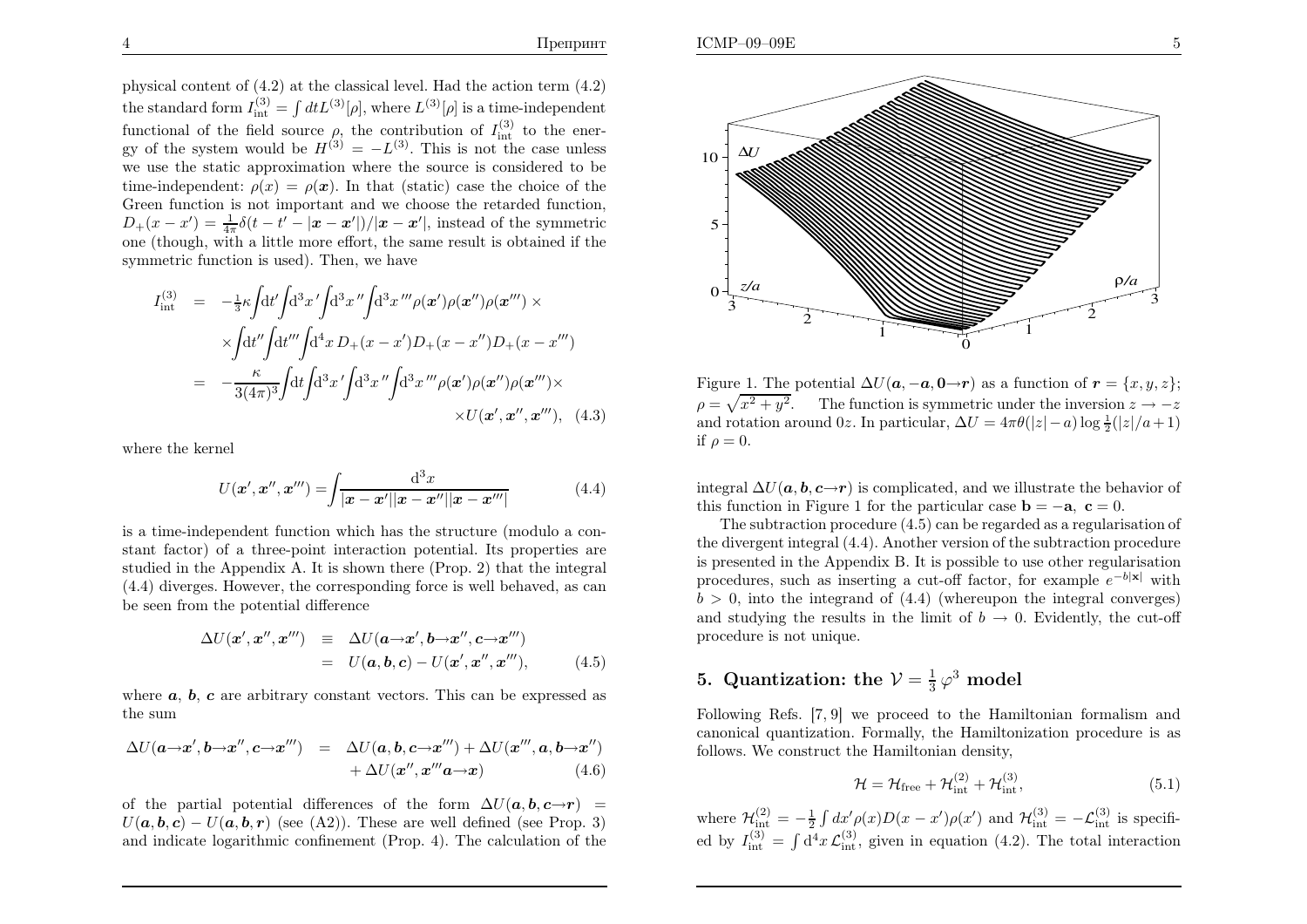physical content of (4.2) at the classical level. Had the action term (4.2) the standard form $I^{(3)}_{\rm int} = \int dt L^{(3)}[\rho]$, where $L^{(3)}[\rho]$ is a time-independent functional of the field source $\rho$, the contribution of $I^{(3)}_{\rm int}$ to the energy of the system would be $H^{(3)} = -L^{(3)}$. This is not the case unless we use the static approximation where the source is considered to be time-independent: $\rho(x) = \rho(\boldsymbol{x})$. In that (static) case the choice of the Green function is not important and we choose the retarded function, $D_+(x-x') = \frac{1}{4\pi}\delta(t-t'-|\boldsymbol{x}-\boldsymbol{x}'|)/|\boldsymbol{x}-\boldsymbol{x}'|$, instead of the symmetric one (though, with a little more effort, the same result is obtained if the symmetric function is used). Then, we have

$$
\begin{aligned}
I^{(3)}_{\rm int} &= -\tfrac{1}{3}\kappa\!\int\!{\rm d}t'\!\int\!{\rm d}^3x'\!\int\!{\rm d}^3x''\!\int\!{\rm d}^3x'''\rho(\boldsymbol{x}')\rho(\boldsymbol{x}'')\rho(\boldsymbol{x}''')\times\\
&\quad\times\!\int\!{\rm d}t''\!\int\!{\rm d}t'''\!\int\!{\rm d}^4x\, D_+(x-x')D_+(x-x'')D_+(x-x''')\\
&= -\frac{\kappa}{3(4\pi)^3}\!\int\!{\rm d}t\!\int\!{\rm d}^3x'\!\int\!{\rm d}^3x''\!\int\!{\rm d}^3x'''\rho(\boldsymbol{x}')\rho(\boldsymbol{x}'')\rho(\boldsymbol{x}''')\times\\
&\quad\times U(\boldsymbol{x}',\boldsymbol{x}'',\boldsymbol{x}'''), \qquad (4.3)
\end{aligned}
$$

where the kernel

$$
U(\boldsymbol{x}',\boldsymbol{x}'',\boldsymbol{x}''') = \int\frac{{\rm d}^3x}{|\boldsymbol{x}-\boldsymbol{x}'||\boldsymbol{x}-\boldsymbol{x}''||\boldsymbol{x}-\boldsymbol{x}'''|} \qquad (4.4)
$$

is a time-independent function which has the structure (modulo a constant factor) of a three-point interaction potential. Its properties are studied in the Appendix A. It is shown there (Prop. 2) that the integral (4.4) diverges. However, the corresponding force is well behaved, as can be seen from the potential difference

$$
\begin{aligned}
\Delta U(\boldsymbol{x}',\boldsymbol{x}'',\boldsymbol{x}''') &\equiv \Delta U(\boldsymbol{a}{\to}\boldsymbol{x}',\boldsymbol{b}{\to}\boldsymbol{x}'',\boldsymbol{c}{\to}\boldsymbol{x}''')\\
&= U(\boldsymbol{a},\boldsymbol{b},\boldsymbol{c}) - U(\boldsymbol{x}',\boldsymbol{x}'',\boldsymbol{x}'''), \qquad (4.5)
\end{aligned}
$$

where $\boldsymbol{a}$, $\boldsymbol{b}$, $\boldsymbol{c}$ are arbitrary constant vectors. This can be expressed as the sum

$$
\begin{aligned}
\Delta U(\boldsymbol{a}{\to}\boldsymbol{x}',\boldsymbol{b}{\to}\boldsymbol{x}'',\boldsymbol{c}{\to}\boldsymbol{x}''') &= \Delta U(\boldsymbol{a},\boldsymbol{b},\boldsymbol{c}{\to}\boldsymbol{x}''') + \Delta U(\boldsymbol{x}''',\boldsymbol{a},\boldsymbol{b}{\to}\boldsymbol{x}'')\\
&\quad + \Delta U(\boldsymbol{x}'',\boldsymbol{x}'''\boldsymbol{a}{\to}\boldsymbol{x}) \qquad (4.6)
\end{aligned}
$$

of the partial potential differences of the form $\Delta U(\boldsymbol{a},\boldsymbol{b},\boldsymbol{c}{\to}\boldsymbol{r}) = U(\boldsymbol{a},\boldsymbol{b},\boldsymbol{c}) - U(\boldsymbol{a},\boldsymbol{b},\boldsymbol{r})$ (see (A2)). These are well defined (see Prop. 3) and indicate logarithmic confinement (Prop. 4). The calculation of the integral $\Delta U(\boldsymbol{a},\boldsymbol{b},\boldsymbol{c}{\to}\boldsymbol{r})$ is complicated, and we illustrate the behavior of this function in Figure 1 for the particular case $\mathbf{b} = -\mathbf{a}$, $\mathbf{c} = 0$.

Figure 1. The potential $\Delta U(\boldsymbol{a},-\boldsymbol{a},\boldsymbol{0}{\to}\boldsymbol{r})$ as a function of $\boldsymbol{r} = \{x,y,z\}$; $\rho = \sqrt{x^2+y^2}$. The function is symmetric under the inversion $z \to -z$ and rotation around $0z$. In particular, $\Delta U = 4\pi\theta(|z|-a)\log\frac{1}{2}(|z|/a+1)$ if $\rho = 0$.

The subtraction procedure (4.5) can be regarded as a regularisation of the divergent integral (4.4). Another version of the subtraction procedure is presented in the Appendix B. It is possible to use other regularisation procedures, such as inserting a cut-off factor, for example $e^{-b|\mathbf{x}|}$ with $b > 0$, into the integrand of (4.4) (whereupon the integral converges) and studying the results in the limit of $b \to 0$. Evidently, the cut-off procedure is not unique.

## 5. Quantization: the $\mathcal{V} = \frac{1}{3}\varphi^3$ model

Following Refs. [7, 9] we proceed to the Hamiltonian formalism and canonical quantization. Formally, the Hamiltonization procedure is as follows. We construct the Hamiltonian density,

$$
\mathcal{H} = \mathcal{H}_{\rm free} + \mathcal{H}^{(2)}_{\rm int} + \mathcal{H}^{(3)}_{\rm int}, \qquad (5.1)
$$

where $\mathcal{H}^{(2)}_{\rm int} = -\frac{1}{2}\int dx'\rho(x)D(x-x')\rho(x')$ and $\mathcal{H}^{(3)}_{\rm int} = -\mathcal{L}^{(3)}_{\rm int}$ is specified by $I^{(3)}_{\rm int} = \int {\rm d}^4x\,\mathcal{L}^{(3)}_{\rm int}$, given in equation (4.2). The total interaction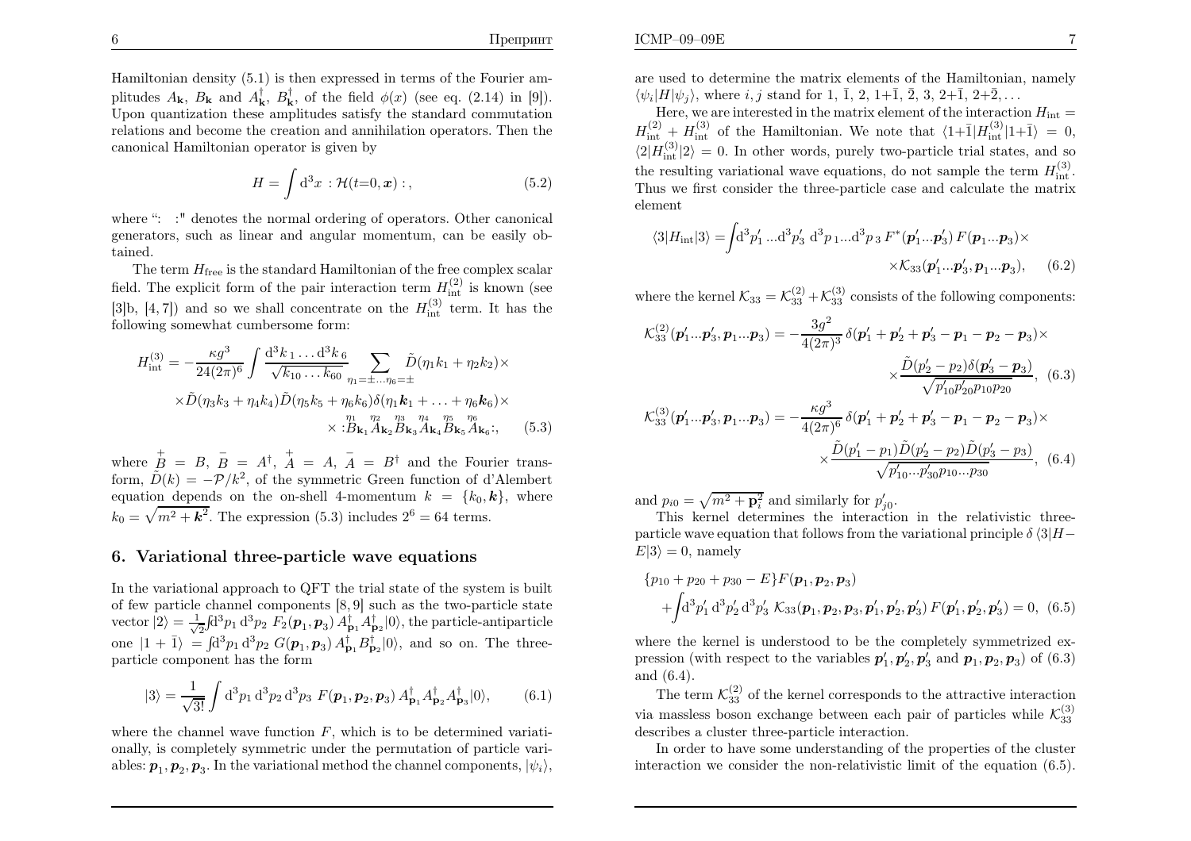Hamiltonian density (5.1) is then expressed in terms of the Fourier amplitudes $A_{\mathbf{k}}$, $B_{\mathbf{k}}$ and $A^{\dagger}_{\mathbf{k}}$, $B^{\dagger}_{\mathbf{k}}$, of the field $\phi(x)$ (see eq. (2.14) in [9]). Upon quantization these amplitudes satisfy the standard commutation relations and become the creation and annihilation operators. Then the canonical Hamiltonian operator is given by

$$H = \int \mathrm{d}^3x \; : \mathcal{H}(t{=}0, \boldsymbol{x}) : , \tag{5.2}$$

where ": :" denotes the normal ordering of operators. Other canonical generators, such as linear and angular momentum, can be easily obtained.

The term $H_{\mathrm{free}}$ is the standard Hamiltonian of the free complex scalar field. The explicit form of the pair interaction term $H^{(2)}_{\mathrm{int}}$ is known (see [3]b, [4, 7]) and so we shall concentrate on the $H^{(3)}_{\mathrm{int}}$ term. It has the following somewhat cumbersome form:

$$\begin{aligned} H^{(3)}_{\mathrm{int}} = -\frac{\kappa g^3}{24(2\pi)^6} \int \frac{\mathrm{d}^3k_1 \ldots \mathrm{d}^3k_6}{\sqrt{k_{10}\ldots k_{60}}} \sum_{\eta_1=\pm \ldots \eta_6=\pm} \tilde{D}(\eta_1 k_1 + \eta_2 k_2) \times \\ \times \tilde{D}(\eta_3 k_3 + \eta_4 k_4) \tilde{D}(\eta_5 k_5 + \eta_6 k_6) \delta(\eta_1 \boldsymbol{k}_1 + \ldots + \eta_6 \boldsymbol{k}_6) \times \\ \times : \overset{\eta_1}{B}_{\mathbf{k}_1} \overset{\eta_2}{A}_{\mathbf{k}_2} \overset{\eta_3}{B}_{\mathbf{k}_3} \overset{\eta_4}{A}_{\mathbf{k}_4} \overset{\eta_5}{B}_{\mathbf{k}_5} \overset{\eta_6}{A}_{\mathbf{k}_6} : , \end{aligned} \tag{5.3}$$

where $\overset{+}{B} = B$, $\overset{-}{B} = A^{\dagger}$, $\overset{+}{A} = A$, $\overset{-}{A} = B^{\dagger}$ and the Fourier transform, $\tilde{D}(k) = -\mathcal{P}/k^2$, of the symmetric Green function of d'Alembert equation depends on the on-shell 4-momentum $k = \{k_0, \boldsymbol{k}\}$, where $k_0 = \sqrt{m^2 + \boldsymbol{k}^2}$. The expression (5.3) includes $2^6 = 64$ terms.

## 6. Variational three-particle wave equations

In the variational approach to QFT the trial state of the system is built of few particle channel components [8, 9] such as the two-particle state vector $|2\rangle = \frac{1}{\sqrt{2}} \int \mathrm{d}^3p_1\, \mathrm{d}^3p_2\; F_2(\boldsymbol{p}_1, \boldsymbol{p}_3)\, A^{\dagger}_{\mathbf{p}_1} A^{\dagger}_{\mathbf{p}_2} |0\rangle$, the particle-antiparticle one $|1 + \bar{1}\rangle = \int \mathrm{d}^3p_1\, \mathrm{d}^3p_2\; G(\boldsymbol{p}_1, \boldsymbol{p}_3)\, A^{\dagger}_{\mathbf{p}_1} B^{\dagger}_{\mathbf{p}_2} |0\rangle$, and so on. The three-particle component has the form

$$|3\rangle = \frac{1}{\sqrt{3!}} \int \mathrm{d}^3p_1\, \mathrm{d}^3p_2\, \mathrm{d}^3p_3\; F(\boldsymbol{p}_1, \boldsymbol{p}_2, \boldsymbol{p}_3)\, A^{\dagger}_{\mathbf{p}_1} A^{\dagger}_{\mathbf{p}_2} A^{\dagger}_{\mathbf{p}_3} |0\rangle, \tag{6.1}$$

where the channel wave function $F$, which is to be determined variationally, is completely symmetric under the permutation of particle variables: $\boldsymbol{p}_1, \boldsymbol{p}_2, \boldsymbol{p}_3$. In the variational method the channel components, $|\psi_i\rangle$, are used to determine the matrix elements of the Hamiltonian, namely $\langle\psi_i|H|\psi_j\rangle$, where $i, j$ stand for 1, $\bar{1}$, 2, $1{+}\bar{1}$, $\bar{2}$, 3, $2{+}\bar{1}$, $2{+}\bar{2}, \ldots$

Here, we are interested in the matrix element of the interaction $H_{\mathrm{int}} = H^{(2)}_{\mathrm{int}} + H^{(3)}_{\mathrm{int}}$ of the Hamiltonian. We note that $\langle 1{+}\bar{1}|H^{(3)}_{\mathrm{int}}|1{+}\bar{1}\rangle = 0$, $\langle 2|H^{(3)}_{\mathrm{int}}|2\rangle = 0$. In other words, purely two-particle trial states, and so the resulting variational wave equations, do not sample the term $H^{(3)}_{\mathrm{int}}$. Thus we first consider the three-particle case and calculate the matrix element

$$\begin{aligned} \langle 3|H_{\mathrm{int}}|3\rangle = \int \mathrm{d}^3p'_1 \ldots \mathrm{d}^3p'_3\; \mathrm{d}^3p_1 \ldots \mathrm{d}^3p_3\, F^*(\boldsymbol{p}'_1 \ldots \boldsymbol{p}'_3)\, F(\boldsymbol{p}_1 \ldots \boldsymbol{p}_3) \times \\ \times \mathcal{K}_{33}(\boldsymbol{p}'_1 \ldots \boldsymbol{p}'_3, \boldsymbol{p}_1 \ldots \boldsymbol{p}_3), \end{aligned} \tag{6.2}$$

where the kernel $\mathcal{K}_{33} = \mathcal{K}^{(2)}_{33} + \mathcal{K}^{(3)}_{33}$ consists of the following components:

$$\begin{aligned} \mathcal{K}^{(2)}_{33}(\boldsymbol{p}'_1 \ldots \boldsymbol{p}'_3, \boldsymbol{p}_1 \ldots \boldsymbol{p}_3) = -\frac{3g^2}{4(2\pi)^3}\, \delta(\boldsymbol{p}'_1 + \boldsymbol{p}'_2 + \boldsymbol{p}'_3 - \boldsymbol{p}_1 - \boldsymbol{p}_2 - \boldsymbol{p}_3) \times \\ \times \frac{\tilde{D}(p'_2 - p_2)\, \delta(\boldsymbol{p}'_3 - \boldsymbol{p}_3)}{\sqrt{p'_{10} p'_{20} p_{10} p_{20}}}, \end{aligned} \tag{6.3}$$

$$\begin{aligned} \mathcal{K}^{(3)}_{33}(\boldsymbol{p}'_1 \ldots \boldsymbol{p}'_3, \boldsymbol{p}_1 \ldots \boldsymbol{p}_3) = -\frac{\kappa g^3}{4(2\pi)^6}\, \delta(\boldsymbol{p}'_1 + \boldsymbol{p}'_2 + \boldsymbol{p}'_3 - \boldsymbol{p}_1 - \boldsymbol{p}_2 - \boldsymbol{p}_3) \times \\ \times \frac{\tilde{D}(p'_1 - p_1)\, \tilde{D}(p'_2 - p_2)\, \tilde{D}(p'_3 - p_3)}{\sqrt{p'_{10} \ldots p'_{30} p_{10} \ldots p_{30}}}, \end{aligned} \tag{6.4}$$

and $p_{i0} = \sqrt{m^2 + \mathbf{p}_i^2}$ and similarly for $p'_{j0}$.

This kernel determines the interaction in the relativistic three-particle wave equation that follows from the variational principle $\delta\, \langle 3|H - E|3\rangle = 0$, namely

$$\begin{aligned} \{p_{10} + p_{20} + p_{30} - E\} F(\boldsymbol{p}_1, \boldsymbol{p}_2, \boldsymbol{p}_3) \\ + \int \mathrm{d}^3p'_1\, \mathrm{d}^3p'_2\, \mathrm{d}^3p'_3\; \mathcal{K}_{33}(\boldsymbol{p}_1, \boldsymbol{p}_2, \boldsymbol{p}_3, \boldsymbol{p}'_1, \boldsymbol{p}'_2, \boldsymbol{p}'_3)\, F(\boldsymbol{p}'_1, \boldsymbol{p}'_2, \boldsymbol{p}'_3) = 0, \end{aligned} \tag{6.5}$$

where the kernel is understood to be the completely symmetrized expression (with respect to the variables $\boldsymbol{p}'_1, \boldsymbol{p}'_2, \boldsymbol{p}'_3$ and $\boldsymbol{p}_1, \boldsymbol{p}_2, \boldsymbol{p}_3$) of (6.3) and (6.4).

The term $\mathcal{K}^{(2)}_{33}$ of the kernel corresponds to the attractive interaction via massless boson exchange between each pair of particles while $\mathcal{K}^{(3)}_{33}$ describes a cluster three-particle interaction.

In order to have some understanding of the properties of the cluster interaction we consider the non-relativistic limit of the equation (6.5).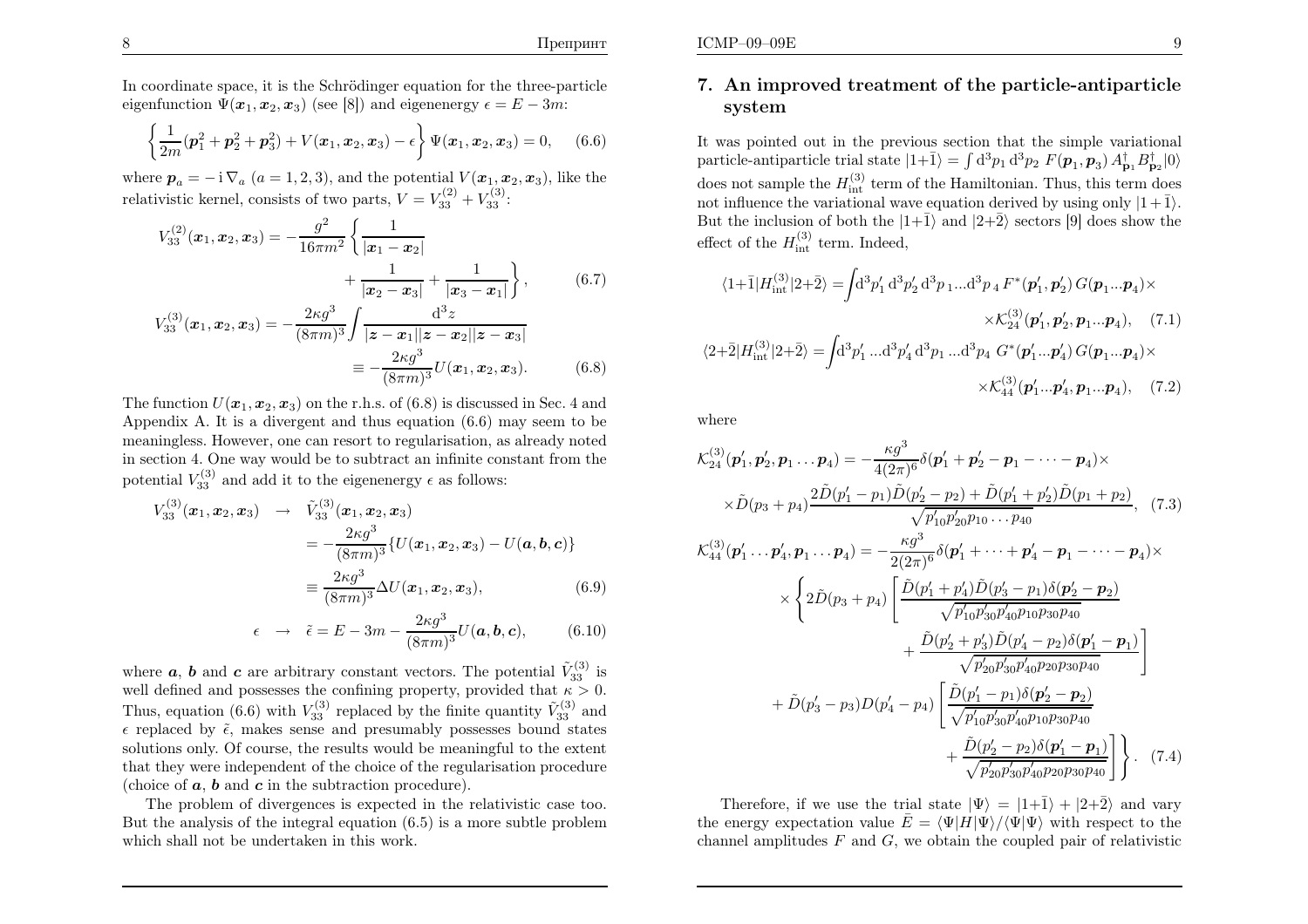In coordinate space, it is the Schrödinger equation for the three-particle eigenfunction $\Psi(\boldsymbol{x}_1, \boldsymbol{x}_2, \boldsymbol{x}_3)$ (see [8]) and eigenenergy $\epsilon = E - 3m$:

$$\left\{ \frac{1}{2m}(\boldsymbol{p}_1^2 + \boldsymbol{p}_2^2 + \boldsymbol{p}_3^2) + V(\boldsymbol{x}_1, \boldsymbol{x}_2, \boldsymbol{x}_3) - \epsilon \right\} \Psi(\boldsymbol{x}_1, \boldsymbol{x}_2, \boldsymbol{x}_3) = 0, \tag{6.6}$$

where $\boldsymbol{p}_a = -\mathrm{i}\,\nabla_a$ $(a = 1, 2, 3)$, and the potential $V(\boldsymbol{x}_1, \boldsymbol{x}_2, \boldsymbol{x}_3)$, like the relativistic kernel, consists of two parts, $V = V_{33}^{(2)} + V_{33}^{(3)}$:

$$V_{33}^{(2)}(\boldsymbol{x}_1, \boldsymbol{x}_2, \boldsymbol{x}_3) = -\frac{g^2}{16\pi m^2} \left\{ \frac{1}{|\boldsymbol{x}_1 - \boldsymbol{x}_2|} + \frac{1}{|\boldsymbol{x}_2 - \boldsymbol{x}_3|} + \frac{1}{|\boldsymbol{x}_3 - \boldsymbol{x}_1|} \right\}, \tag{6.7}$$

$$V_{33}^{(3)}(\boldsymbol{x}_1, \boldsymbol{x}_2, \boldsymbol{x}_3) = -\frac{2\kappa g^3}{(8\pi m)^3} \int \frac{\mathrm{d}^3 z}{|\boldsymbol{z} - \boldsymbol{x}_1||\boldsymbol{z} - \boldsymbol{x}_2||\boldsymbol{z} - \boldsymbol{x}_3|} \equiv -\frac{2\kappa g^3}{(8\pi m)^3} U(\boldsymbol{x}_1, \boldsymbol{x}_2, \boldsymbol{x}_3). \tag{6.8}$$

The function $U(\boldsymbol{x}_1, \boldsymbol{x}_2, \boldsymbol{x}_3)$ on the r.h.s. of (6.8) is discussed in Sec. 4 and Appendix A. It is a divergent and thus equation (6.6) may seem to be meaningless. However, one can resort to regularisation, as already noted in section 4. One way would be to subtract an infinite constant from the potential $V_{33}^{(3)}$ and add it to the eigenenergy $\epsilon$ as follows:

$$\begin{aligned} V_{33}^{(3)}(\boldsymbol{x}_1, \boldsymbol{x}_2, \boldsymbol{x}_3) \quad \rightarrow \quad & \tilde{V}_{33}^{(3)}(\boldsymbol{x}_1, \boldsymbol{x}_2, \boldsymbol{x}_3) \\ & = -\frac{2\kappa g^3}{(8\pi m)^3} \{U(\boldsymbol{x}_1, \boldsymbol{x}_2, \boldsymbol{x}_3) - U(\boldsymbol{a}, \boldsymbol{b}, \boldsymbol{c})\} \\ & \equiv \frac{2\kappa g^3}{(8\pi m)^3} \Delta U(\boldsymbol{x}_1, \boldsymbol{x}_2, \boldsymbol{x}_3), \end{aligned} \tag{6.9}$$

$$\epsilon \quad \rightarrow \quad \tilde{\epsilon} = E - 3m - \frac{2\kappa g^3}{(8\pi m)^3} U(\boldsymbol{a}, \boldsymbol{b}, \boldsymbol{c}), \tag{6.10}$$

where $\boldsymbol{a}$, $\boldsymbol{b}$ and $\boldsymbol{c}$ are arbitrary constant vectors. The potential $\tilde{V}_{33}^{(3)}$ is well defined and possesses the confining property, provided that $\kappa > 0$. Thus, equation (6.6) with $V_{33}^{(3)}$ replaced by the finite quantity $\tilde{V}_{33}^{(3)}$ and $\epsilon$ replaced by $\tilde{\epsilon}$, makes sense and presumably possesses bound states solutions only. Of course, the results would be meaningful to the extent that they were independent of the choice of the regularisation procedure (choice of $\boldsymbol{a}$, $\boldsymbol{b}$ and $\boldsymbol{c}$ in the subtraction procedure).

The problem of divergences is expected in the relativistic case too. But the analysis of the integral equation (6.5) is a more subtle problem which shall not be undertaken in this work.

## 7. An improved treatment of the particle-antiparticle system

It was pointed out in the previous section that the simple variational particle-antiparticle trial state $|1{+}\bar{1}\rangle = \int \mathrm{d}^3 p_1\, \mathrm{d}^3 p_2\; F(\boldsymbol{p}_1, \boldsymbol{p}_3)\, A_{\boldsymbol{p}_1}^\dagger B_{\boldsymbol{p}_2}^\dagger |0\rangle$ does not sample the $H_{\rm int}^{(3)}$ term of the Hamiltonian. Thus, this term does not influence the variational wave equation derived by using only $|1+\bar{1}\rangle$. But the inclusion of both the $|1{+}\bar{1}\rangle$ and $|2{+}\bar{2}\rangle$ sectors [9] does show the effect of the $H_{\rm int}^{(3)}$ term. Indeed,

$$\langle 1{+}\bar{1}|H_{\rm int}^{(3)}|2{+}\bar{2}\rangle = \int \mathrm{d}^3 p_1'\, \mathrm{d}^3 p_2'\, \mathrm{d}^3 p_1 ... \mathrm{d}^3 p_4\, F^*(\boldsymbol{p}_1', \boldsymbol{p}_2')\, G(\boldsymbol{p}_1 ... \boldsymbol{p}_4) \times \mathcal{K}_{24}^{(3)}(\boldsymbol{p}_1', \boldsymbol{p}_2', \boldsymbol{p}_1 ... \boldsymbol{p}_4), \tag{7.1}$$

$$\langle 2{+}\bar{2}|H_{\rm int}^{(3)}|2{+}\bar{2}\rangle = \int \mathrm{d}^3 p_1' ... \mathrm{d}^3 p_4'\, \mathrm{d}^3 p_1 ... \mathrm{d}^3 p_4\; G^*(\boldsymbol{p}_1' ... \boldsymbol{p}_4')\, G(\boldsymbol{p}_1 ... \boldsymbol{p}_4) \times \mathcal{K}_{44}^{(3)}(\boldsymbol{p}_1' ... \boldsymbol{p}_4', \boldsymbol{p}_1 ... \boldsymbol{p}_4), \tag{7.2}$$

where

$$\mathcal{K}_{24}^{(3)}(\boldsymbol{p}_1', \boldsymbol{p}_2', \boldsymbol{p}_1 \ldots \boldsymbol{p}_4) = -\frac{\kappa g^3}{4(2\pi)^6} \delta(\boldsymbol{p}_1' + \boldsymbol{p}_2' - \boldsymbol{p}_1 - \cdots - \boldsymbol{p}_4) \times \tilde{D}(p_3 + p_4) \frac{2\tilde{D}(p_1' - p_1)\tilde{D}(p_2' - p_2) + \tilde{D}(p_1' + p_2')\tilde{D}(p_1 + p_2)}{\sqrt{p_{10}' p_{20}' p_{10} \cdots p_{40}}}, \tag{7.3}$$

$$\begin{aligned} \mathcal{K}_{44}^{(3)}(\boldsymbol{p}_1' \ldots \boldsymbol{p}_4', \boldsymbol{p}_1 \ldots \boldsymbol{p}_4) = & -\frac{\kappa g^3}{2(2\pi)^6} \delta(\boldsymbol{p}_1' + \cdots + \boldsymbol{p}_4' - \boldsymbol{p}_1 - \cdots - \boldsymbol{p}_4) \times \\ & \times \left\{ 2\tilde{D}(p_3 + p_4) \left[ \frac{\tilde{D}(p_1' + p_4')\tilde{D}(p_3' - p_1)\delta(\boldsymbol{p}_2' - \boldsymbol{p}_2)}{\sqrt{p_{10}' p_{30}' p_{40}' p_{10} p_{30} p_{40}}} + \frac{\tilde{D}(p_2' + p_3')\tilde{D}(p_4' - p_2)\delta(\boldsymbol{p}_1' - \boldsymbol{p}_1)}{\sqrt{p_{20}' p_{30}' p_{40}' p_{20} p_{30} p_{40}}} \right] \right. \\ & \left. + \tilde{D}(p_3' - p_3) D(p_4' - p_4) \left[ \frac{\tilde{D}(p_1' - p_1)\delta(\boldsymbol{p}_2' - \boldsymbol{p}_2)}{\sqrt{p_{10}' p_{30}' p_{40}' p_{10} p_{30} p_{40}}} + \frac{\tilde{D}(p_2' - p_2)\delta(\boldsymbol{p}_1' - \boldsymbol{p}_1)}{\sqrt{p_{20}' p_{30}' p_{40}' p_{20} p_{30} p_{40}}} \right] \right\}. \end{aligned} \tag{7.4}$$

Therefore, if we use the trial state $|\Psi\rangle = |1{+}\bar{1}\rangle + |2{+}\bar{2}\rangle$ and vary the energy expectation value $\bar{E} = \langle\Psi|H|\Psi\rangle / \langle\Psi|\Psi\rangle$ with respect to the channel amplitudes $F$ and $G$, we obtain the coupled pair of relativistic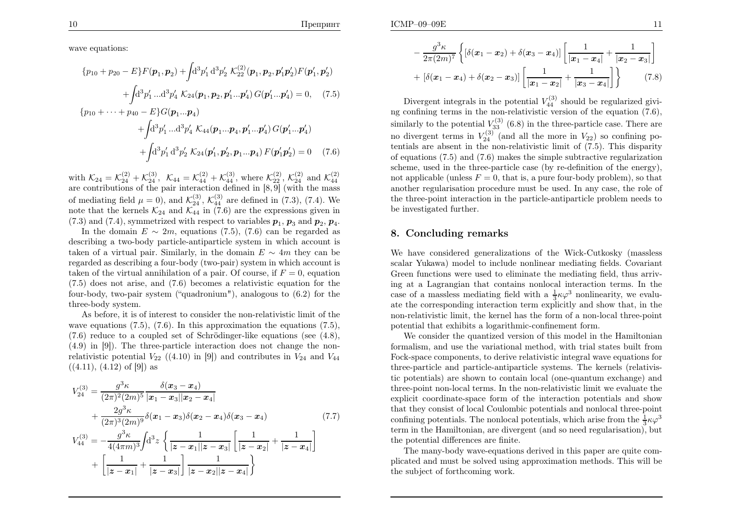wave equations:

$$
\{p_{10} + p_{20} - E\}F(\boldsymbol{p}_1, \boldsymbol{p}_2) + \int \mathrm{d}^3p_1'\,\mathrm{d}^3p_2'\ \mathcal{K}_{22}^{(2)}(\boldsymbol{p}_1, \boldsymbol{p}_2, \boldsymbol{p}_1'\boldsymbol{p}_2')F(\boldsymbol{p}_1', \boldsymbol{p}_2')
$$

$$
+ \int \mathrm{d}^3p_1' ...\mathrm{d}^3p_4'\ \mathcal{K}_{24}(\boldsymbol{p}_1, \boldsymbol{p}_2, \boldsymbol{p}_1'...\boldsymbol{p}_4')\, G(\boldsymbol{p}_1'...\boldsymbol{p}_4') = 0, \quad (7.5)
$$

$$
\{p_{10} + \cdots + p_{40} - E\}G(\boldsymbol{p}_1...\boldsymbol{p}_4)
$$

$$
+ \int \mathrm{d}^3p_1' ...\mathrm{d}^3p_4'\ \mathcal{K}_{44}(\boldsymbol{p}_1...\boldsymbol{p}_4, \boldsymbol{p}_1'...\boldsymbol{p}_4')\, G(\boldsymbol{p}_1'...\boldsymbol{p}_4')
$$

$$
+ \int \mathrm{d}^3p_1'\,\mathrm{d}^3p_2'\ \mathcal{K}_{24}(\boldsymbol{p}_1', \boldsymbol{p}_2', \boldsymbol{p}_1...\boldsymbol{p}_4)\, F(\boldsymbol{p}_1'\boldsymbol{p}_2') = 0 \quad (7.6)
$$

with $\mathcal{K}_{24} = \mathcal{K}_{24}^{(2)} + \mathcal{K}_{24}^{(3)}$, $\mathcal{K}_{44} = \mathcal{K}_{44}^{(2)} + \mathcal{K}_{44}^{(3)}$, where $\mathcal{K}_{22}^{(2)}$, $\mathcal{K}_{24}^{(2)}$ and $\mathcal{K}_{44}^{(2)}$ are contributions of the pair interaction defined in [8,9] (with the mass of mediating field $\mu = 0$), and $\mathcal{K}_{24}^{(3)}$, $\mathcal{K}_{44}^{(3)}$ are defined in (7.3), (7.4). We note that the kernels $\mathcal{K}_{24}$ and $\mathcal{K}_{44}$ in (7.6) are the expressions given in (7.3) and (7.4), symmetrized with respect to variables $\boldsymbol{p}_1$, $\boldsymbol{p}_3$ and $\boldsymbol{p}_2$, $\boldsymbol{p}_4$.

In the domain $E \sim 2m$, equations (7.5), (7.6) can be regarded as describing a two-body particle-antiparticle system in which account is taken of a virtual pair. Similarly, in the domain $E \sim 4m$ they can be regarded as describing a four-body (two-pair) system in which account is taken of the virtual annihilation of a pair. Of course, if $F = 0$, equation (7.5) does not arise, and (7.6) becomes a relativistic equation for the four-body, two-pair system ("quadronium"), analogous to (6.2) for the three-body system.

As before, it is of interest to consider the non-relativistic limit of the wave equations (7.5), (7.6). In this approximation the equations (7.5), (7.6) reduce to a coupled set of Schrödinger-like equations (see (4.8), (4.9) in [9]). The three-particle interaction does not change the non-relativistic potential $V_{22}$ ((4.10) in [9]) and contributes in $V_{24}$ and $V_{44}$ ((4.11), (4.12) of [9]) as

$$
V_{24}^{(3)} = \frac{g^3\kappa}{(2\pi)^2(2m)^5}\frac{\delta(\boldsymbol{x}_3 - \boldsymbol{x}_4)}{|\boldsymbol{x}_1 - \boldsymbol{x}_3||\boldsymbol{x}_2 - \boldsymbol{x}_4|}
+ \frac{2g^3\kappa}{(2\pi)^3(2m)^9}\delta(\boldsymbol{x}_1 - \boldsymbol{x}_3)\delta(\boldsymbol{x}_2 - \boldsymbol{x}_4)\delta(\boldsymbol{x}_3 - \boldsymbol{x}_4) \quad (7.7)
$$

$$
V_{44}^{(3)} = -\frac{g^3\kappa}{4(4\pi m)^3}\int \mathrm{d}^3z \left\{ \frac{1}{|\boldsymbol{z} - \boldsymbol{x}_1||\boldsymbol{z} - \boldsymbol{x}_3|}\left[\frac{1}{|\boldsymbol{z} - \boldsymbol{x}_2|} + \frac{1}{|\boldsymbol{z} - \boldsymbol{x}_4|}\right] + \left[\frac{1}{|\boldsymbol{z} - \boldsymbol{x}_1|} + \frac{1}{|\boldsymbol{z} - \boldsymbol{x}_3|}\right]\frac{1}{|\boldsymbol{z} - \boldsymbol{x}_2||\boldsymbol{z} - \boldsymbol{x}_4|} \right\}
$$

$$
- \frac{g^3\kappa}{2\pi(2m)^7}\left\{ [\delta(\boldsymbol{x}_1 - \boldsymbol{x}_2) + \delta(\boldsymbol{x}_3 - \boldsymbol{x}_4)]\left[\frac{1}{|\boldsymbol{x}_1 - \boldsymbol{x}_4|} + \frac{1}{|\boldsymbol{x}_2 - \boldsymbol{x}_3|}\right] + [\delta(\boldsymbol{x}_1 - \boldsymbol{x}_4) + \delta(\boldsymbol{x}_2 - \boldsymbol{x}_3)]\left[\frac{1}{|\boldsymbol{x}_1 - \boldsymbol{x}_2|} + \frac{1}{|\boldsymbol{x}_3 - \boldsymbol{x}_4|}\right] \right\} \quad (7.8)
$$

Divergent integrals in the potential $V_{44}^{(3)}$ should be regularized giving confining terms in the non-relativistic version of the equation (7.6), similarly to the potential $V_{33}^{(3)}$ (6.8) in the three-particle case. There are no divergent terms in $V_{24}^{(3)}$ (and all the more in $V_{22}$) so confining potentials are absent in the non-relativistic limit of (7.5). This disparity of equations (7.5) and (7.6) makes the simple subtractive regularization scheme, used in the three-particle case (by re-definition of the energy), not applicable (unless $F = 0$, that is, a pure four-body problem), so that another regularisation procedure must be used. In any case, the role of the three-point interaction in the particle-antiparticle problem needs to be investigated further.

## 8. Concluding remarks

We have considered generalizations of the Wick-Cutkosky (massless scalar Yukawa) model to include nonlinear mediating fields. Covariant Green functions were used to eliminate the mediating field, thus arriving at a Lagrangian that contains nonlocal interaction terms. In the case of a massless mediating field with a $\frac{1}{3}\kappa\varphi^3$ nonlinearity, we evaluate the corresponding interaction term explicitly and show that, in the non-relativistic limit, the kernel has the form of a non-local three-point potential that exhibits a logarithmic-confinement form.

We consider the quantized version of this model in the Hamiltonian formalism, and use the variational method, with trial states built from Fock-space components, to derive relativistic integral wave equations for three-particle and particle-antiparticle systems. The kernels (relativistic potentials) are shown to contain local (one-quantum exchange) and three-point non-local terms. In the non-relativistic limit we evaluate the explicit coordinate-space form of the interaction potentials and show that they consist of local Coulombic potentials and nonlocal three-point confining potentials. The nonlocal potentials, which arise from the $\frac{1}{3}\kappa\varphi^3$ term in the Hamiltonian, are divergent (and so need regularisation), but the potential differences are finite.

The many-body wave-equations derived in this paper are quite complicated and must be solved using approximation methods. This will be the subject of forthcoming work.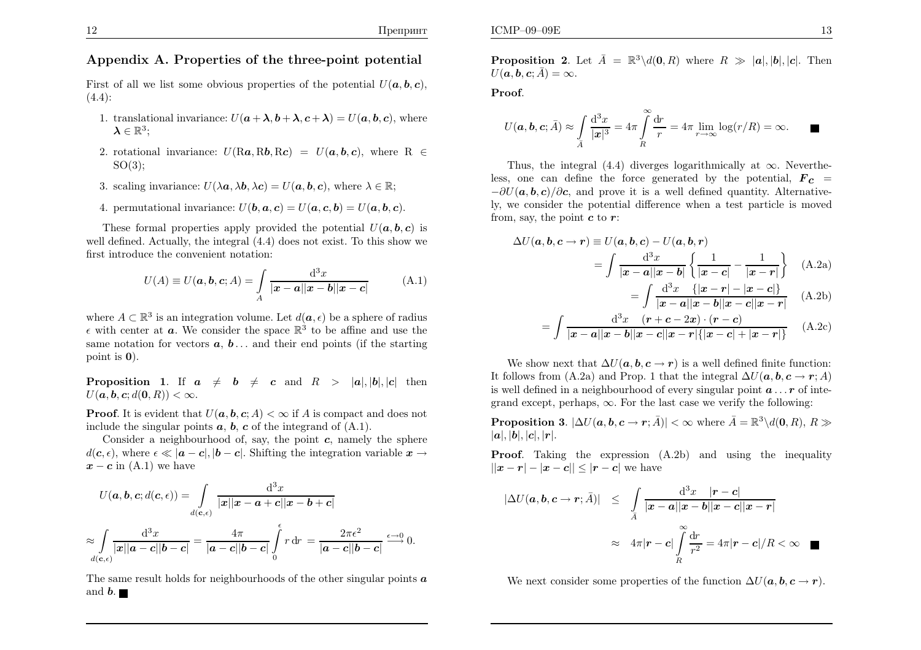## Appendix A. Properties of the three-point potential

First of all we list some obvious properties of the potential $U(\boldsymbol{a}, \boldsymbol{b}, \boldsymbol{c})$, (4.4):

1. translational invariance: $U(\boldsymbol{a}+\boldsymbol{\lambda}, \boldsymbol{b}+\boldsymbol{\lambda}, \boldsymbol{c}+\boldsymbol{\lambda}) = U(\boldsymbol{a}, \boldsymbol{b}, \boldsymbol{c})$, where $\boldsymbol{\lambda} \in \mathbb{R}^3$;

2. rotational invariance: $U(\mathrm{R}\boldsymbol{a}, \mathrm{R}\boldsymbol{b}, \mathrm{R}\boldsymbol{c}) = U(\boldsymbol{a}, \boldsymbol{b}, \boldsymbol{c})$, where $\mathrm{R} \in \mathrm{SO}(3)$;

3. scaling invariance: $U(\lambda\boldsymbol{a}, \lambda\boldsymbol{b}, \lambda\boldsymbol{c}) = U(\boldsymbol{a}, \boldsymbol{b}, \boldsymbol{c})$, where $\lambda \in \mathbb{R}$;

4. permutational invariance: $U(\boldsymbol{b}, \boldsymbol{a}, \boldsymbol{c}) = U(\boldsymbol{a}, \boldsymbol{c}, \boldsymbol{b}) = U(\boldsymbol{a}, \boldsymbol{b}, \boldsymbol{c})$.

These formal properties apply provided the potential $U(\boldsymbol{a}, \boldsymbol{b}, \boldsymbol{c})$ is well defined. Actually, the integral (4.4) does not exist. To this show we first introduce the convenient notation:

$$U(A) \equiv U(\boldsymbol{a}, \boldsymbol{b}, \boldsymbol{c}; A) = \int\limits_{A} \frac{\mathrm{d}^3 x}{|\boldsymbol{x}-\boldsymbol{a}||\boldsymbol{x}-\boldsymbol{b}||\boldsymbol{x}-\boldsymbol{c}|} \tag{A.1}$$

where $A \subset \mathbb{R}^3$ is an integration volume. Let $d(\boldsymbol{a}, \epsilon)$ be a sphere of radius $\epsilon$ with center at $\boldsymbol{a}$. We consider the space $\mathbb{R}^3$ to be affine and use the same notation for vectors $\boldsymbol{a}$, $\boldsymbol{b}\dots$ and their end points (if the starting point is $\boldsymbol{0}$).

**Proposition 1**. If $\boldsymbol{a} \neq \boldsymbol{b} \neq \boldsymbol{c}$ and $R > |\boldsymbol{a}|, |\boldsymbol{b}|, |\boldsymbol{c}|$ then $U(\boldsymbol{a}, \boldsymbol{b}, \boldsymbol{c}; d(\boldsymbol{0}, R)) < \infty$.

**Proof**. It is evident that $U(\boldsymbol{a}, \boldsymbol{b}, \boldsymbol{c}; A) < \infty$ if $A$ is compact and does not include the singular points $\boldsymbol{a}$, $\boldsymbol{b}$, $\boldsymbol{c}$ of the integrand of (A.1).

Consider a neighbourhood of, say, the point $\boldsymbol{c}$, namely the sphere $d(\boldsymbol{c}, \epsilon)$, where $\epsilon \ll |\boldsymbol{a}-\boldsymbol{c}|, |\boldsymbol{b}-\boldsymbol{c}|$. Shifting the integration variable $\boldsymbol{x} \to \boldsymbol{x}-\boldsymbol{c}$ in (A.1) we have

$$U(\boldsymbol{a}, \boldsymbol{b}, \boldsymbol{c}; d(\boldsymbol{c}, \epsilon)) = \int\limits_{d(\boldsymbol{c},\epsilon)} \frac{\mathrm{d}^3 x}{|\boldsymbol{x}||\boldsymbol{x}-\boldsymbol{a}+\boldsymbol{c}||\boldsymbol{x}-\boldsymbol{b}+\boldsymbol{c}|}$$

$$\approx \int\limits_{d(\boldsymbol{c},\epsilon)} \frac{\mathrm{d}^3 x}{|\boldsymbol{x}||\boldsymbol{a}-\boldsymbol{c}||\boldsymbol{b}-\boldsymbol{c}|} = \frac{4\pi}{|\boldsymbol{a}-\boldsymbol{c}||\boldsymbol{b}-\boldsymbol{c}|} \int\limits_{0}^{\epsilon} r\,\mathrm{d}r = \frac{2\pi\epsilon^2}{|\boldsymbol{a}-\boldsymbol{c}||\boldsymbol{b}-\boldsymbol{c}|} \xrightarrow{\epsilon\to 0} 0.$$

The same result holds for neighbourhoods of the other singular points $\boldsymbol{a}$ and $\boldsymbol{b}$. ■

**Proposition 2**. Let $\bar{A} = \mathbb{R}^3 \backslash d(\boldsymbol{0}, R)$ where $R \gg |\boldsymbol{a}|, |\boldsymbol{b}|, |\boldsymbol{c}|$. Then $U(\boldsymbol{a}, \boldsymbol{b}, \boldsymbol{c}; \bar{A}) = \infty$.

**Proof**.

$$U(\boldsymbol{a}, \boldsymbol{b}, \boldsymbol{c}; \bar{A}) \approx \int\limits_{\bar{A}} \frac{\mathrm{d}^3 x}{|\boldsymbol{x}|^3} = 4\pi \int\limits_{R}^{\infty} \frac{\mathrm{d}r}{r} = 4\pi \lim_{r\to\infty} \log(r/R) = \infty. \qquad ■$$

Thus, the integral (4.4) diverges logarithmically at $\infty$. Nevertheless, one can define the force generated by the potential, $\boldsymbol{F_c} = -\partial U(\boldsymbol{a}, \boldsymbol{b}, \boldsymbol{c})/\partial \boldsymbol{c}$, and prove it is a well defined quantity. Alternatively, we consider the potential difference when a test particle is moved from, say, the point $\boldsymbol{c}$ to $\boldsymbol{r}$:

$$\Delta U(\boldsymbol{a}, \boldsymbol{b}, \boldsymbol{c} \to \boldsymbol{r}) \equiv U(\boldsymbol{a}, \boldsymbol{b}, \boldsymbol{c}) - U(\boldsymbol{a}, \boldsymbol{b}, \boldsymbol{r})$$

$$= \int \frac{\mathrm{d}^3 x}{|\boldsymbol{x}-\boldsymbol{a}||\boldsymbol{x}-\boldsymbol{b}|} \left\{ \frac{1}{|\boldsymbol{x}-\boldsymbol{c}|} - \frac{1}{|\boldsymbol{x}-\boldsymbol{r}|} \right\} \tag{A.2a}$$

$$= \int \frac{\mathrm{d}^3 x \quad \{|\boldsymbol{x}-\boldsymbol{r}| - |\boldsymbol{x}-\boldsymbol{c}|\}}{|\boldsymbol{x}-\boldsymbol{a}||\boldsymbol{x}-\boldsymbol{b}||\boldsymbol{x}-\boldsymbol{c}||\boldsymbol{x}-\boldsymbol{r}|} \tag{A.2b}$$

$$= \int \frac{\mathrm{d}^3 x \quad (\boldsymbol{r}+\boldsymbol{c}-2\boldsymbol{x})\cdot(\boldsymbol{r}-\boldsymbol{c})}{|\boldsymbol{x}-\boldsymbol{a}||\boldsymbol{x}-\boldsymbol{b}||\boldsymbol{x}-\boldsymbol{c}||\boldsymbol{x}-\boldsymbol{r}|\{|\boldsymbol{x}-\boldsymbol{c}|+|\boldsymbol{x}-\boldsymbol{r}|\}} \tag{A.2c}$$

We show next that $\Delta U(\boldsymbol{a}, \boldsymbol{b}, \boldsymbol{c} \to \boldsymbol{r})$ is a well defined finite function: It follows from (A.2a) and Prop. 1 that the integral $\Delta U(\boldsymbol{a}, \boldsymbol{b}, \boldsymbol{c} \to \boldsymbol{r}; A)$ is well defined in a neighbourhood of every singular point $\boldsymbol{a}\dots\boldsymbol{r}$ of integrand except, perhaps, $\infty$. For the last case we verify the following:

**Proposition 3**. $|\Delta U(\boldsymbol{a}, \boldsymbol{b}, \boldsymbol{c} \to \boldsymbol{r}; \bar{A})| < \infty$ where $\bar{A} = \mathbb{R}^3 \backslash d(\boldsymbol{0}, R)$, $R \gg |\boldsymbol{a}|, |\boldsymbol{b}|, |\boldsymbol{c}|, |\boldsymbol{r}|$.

**Proof**. Taking the expression (A.2b) and using the inequality $||\boldsymbol{x}-\boldsymbol{r}| - |\boldsymbol{x}-\boldsymbol{c}|| \le |\boldsymbol{r}-\boldsymbol{c}|$ we have

$$|\Delta U(\boldsymbol{a}, \boldsymbol{b}, \boldsymbol{c} \to \boldsymbol{r}; \bar{A})| \le \int\limits_{\bar{A}} \frac{\mathrm{d}^3 x \quad |\boldsymbol{r}-\boldsymbol{c}|}{|\boldsymbol{x}-\boldsymbol{a}||\boldsymbol{x}-\boldsymbol{b}||\boldsymbol{x}-\boldsymbol{c}||\boldsymbol{x}-\boldsymbol{r}|}$$

$$\approx 4\pi|\boldsymbol{r}-\boldsymbol{c}| \int\limits_{R}^{\infty} \frac{\mathrm{d}r}{r^2} = 4\pi|\boldsymbol{r}-\boldsymbol{c}|/R < \infty \qquad ■$$

We next consider some properties of the function $\Delta U(\boldsymbol{a}, \boldsymbol{b}, \boldsymbol{c} \to \boldsymbol{r})$.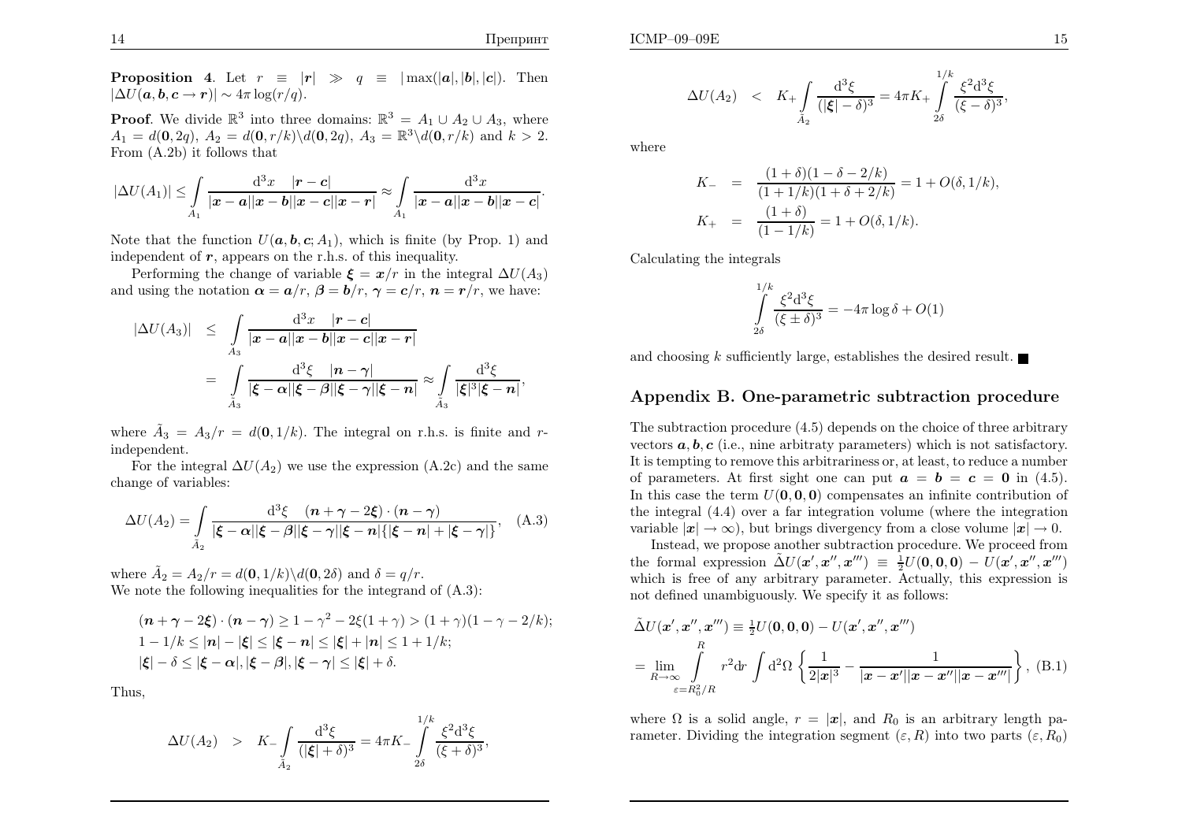**Proposition 4**. Let $r \equiv |\boldsymbol{r}| \gg q \equiv |\max(|\boldsymbol{a}|, |\boldsymbol{b}|, |\boldsymbol{c}|)$. Then $|\Delta U(\boldsymbol{a}, \boldsymbol{b}, \boldsymbol{c} \to \boldsymbol{r})| \sim 4\pi \log(r/q)$.

**Proof**. We divide $\mathbb{R}^3$ into three domains: $\mathbb{R}^3 = A_1 \cup A_2 \cup A_3$, where $A_1 = d(\boldsymbol{0}, 2q)$, $A_2 = d(\boldsymbol{0}, r/k) \backslash d(\boldsymbol{0}, 2q)$, $A_3 = \mathbb{R}^3 \backslash d(\boldsymbol{0}, r/k)$ and $k > 2$. From (A.2b) it follows that

$$|\Delta U(A_1)| \leq \int\limits_{A_1} \frac{\mathrm{d}^3 x \quad |\boldsymbol{r} - \boldsymbol{c}|}{|\boldsymbol{x} - \boldsymbol{a}||\boldsymbol{x} - \boldsymbol{b}||\boldsymbol{x} - \boldsymbol{c}||\boldsymbol{x} - \boldsymbol{r}|} \approx \int\limits_{A_1} \frac{\mathrm{d}^3 x}{|\boldsymbol{x} - \boldsymbol{a}||\boldsymbol{x} - \boldsymbol{b}||\boldsymbol{x} - \boldsymbol{c}|}.$$

Note that the function $U(\boldsymbol{a}, \boldsymbol{b}, \boldsymbol{c}; A_1)$, which is finite (by Prop. 1) and independent of $\boldsymbol{r}$, appears on the r.h.s. of this inequality.

Performing the change of variable $\boldsymbol{\xi} = \boldsymbol{x}/r$ in the integral $\Delta U(A_3)$ and using the notation $\boldsymbol{\alpha} = \boldsymbol{a}/r$, $\boldsymbol{\beta} = \boldsymbol{b}/r$, $\boldsymbol{\gamma} = \boldsymbol{c}/r$, $\boldsymbol{n} = \boldsymbol{r}/r$, we have:

$$\begin{aligned}
|\Delta U(A_3)| &\leq \int\limits_{A_3} \frac{\mathrm{d}^3 x \quad |\boldsymbol{r} - \boldsymbol{c}|}{|\boldsymbol{x} - \boldsymbol{a}||\boldsymbol{x} - \boldsymbol{b}||\boldsymbol{x} - \boldsymbol{c}||\boldsymbol{x} - \boldsymbol{r}|} \\
&= \int\limits_{\tilde{A}_3} \frac{\mathrm{d}^3 \xi \quad |\boldsymbol{n} - \boldsymbol{\gamma}|}{|\boldsymbol{\xi} - \boldsymbol{\alpha}||\boldsymbol{\xi} - \boldsymbol{\beta}||\boldsymbol{\xi} - \boldsymbol{\gamma}||\boldsymbol{\xi} - \boldsymbol{n}|} \approx \int\limits_{\tilde{A}_3} \frac{\mathrm{d}^3 \xi}{|\boldsymbol{\xi}|^3 |\boldsymbol{\xi} - \boldsymbol{n}|},
\end{aligned}$$

where $\tilde{A}_3 = A_3/r = d(\boldsymbol{0}, 1/k)$. The integral on r.h.s. is finite and $r$-independent.

For the integral $\Delta U(A_2)$ we use the expression (A.2c) and the same change of variables:

$$\Delta U(A_2) = \int\limits_{\tilde{A}_2} \frac{\mathrm{d}^3 \xi \quad (\boldsymbol{n} + \boldsymbol{\gamma} - 2\boldsymbol{\xi}) \cdot (\boldsymbol{n} - \boldsymbol{\gamma})}{|\boldsymbol{\xi} - \boldsymbol{\alpha}||\boldsymbol{\xi} - \boldsymbol{\beta}||\boldsymbol{\xi} - \boldsymbol{\gamma}||\boldsymbol{\xi} - \boldsymbol{n}|\{|\boldsymbol{\xi} - \boldsymbol{n}| + |\boldsymbol{\xi} - \boldsymbol{\gamma}|\}}, \quad \text{(A.3)}$$

where $\tilde{A}_2 = A_2/r = d(\boldsymbol{0}, 1/k) \backslash d(\boldsymbol{0}, 2\delta)$ and $\delta = q/r$.
We note the following inequalities for the integrand of (A.3):

$$\begin{aligned}
&(\boldsymbol{n} + \boldsymbol{\gamma} - 2\boldsymbol{\xi}) \cdot (\boldsymbol{n} - \boldsymbol{\gamma}) \geq 1 - \gamma^2 - 2\xi(1 + \gamma) > (1 + \gamma)(1 - \gamma - 2/k); \\
&1 - 1/k \leq |\boldsymbol{n}| - |\boldsymbol{\xi}| \leq |\boldsymbol{\xi} - \boldsymbol{n}| \leq |\boldsymbol{\xi}| + |\boldsymbol{n}| \leq 1 + 1/k; \\
&|\boldsymbol{\xi}| - \delta \leq |\boldsymbol{\xi} - \boldsymbol{\alpha}|, |\boldsymbol{\xi} - \boldsymbol{\beta}|, |\boldsymbol{\xi} - \boldsymbol{\gamma}| \leq |\boldsymbol{\xi}| + \delta.
\end{aligned}$$

Thus,

$$\Delta U(A_2) \quad > \quad K_- \int\limits_{\tilde{A}_2} \frac{\mathrm{d}^3 \xi}{(|\boldsymbol{\xi}| + \delta)^3} = 4\pi K_- \int\limits_{2\delta}^{1/k} \frac{\xi^2 \mathrm{d}^3 \xi}{(\xi + \delta)^3},$$

$$\Delta U(A_2) \quad < \quad K_+ \int\limits_{\tilde{A}_2} \frac{\mathrm{d}^3 \xi}{(|\boldsymbol{\xi}| - \delta)^3} = 4\pi K_+ \int\limits_{2\delta}^{1/k} \frac{\xi^2 \mathrm{d}^3 \xi}{(\xi - \delta)^3},$$

where

$$\begin{aligned}
K_- &= \frac{(1 + \delta)(1 - \delta - 2/k)}{(1 + 1/k)(1 + \delta + 2/k)} = 1 + O(\delta, 1/k), \\
K_+ &= \frac{(1 + \delta)}{(1 - 1/k)} = 1 + O(\delta, 1/k).
\end{aligned}$$

Calculating the integrals

$$\int\limits_{2\delta}^{1/k} \frac{\xi^2 \mathrm{d}^3 \xi}{(\xi \pm \delta)^3} = -4\pi \log \delta + O(1)$$

and choosing $k$ sufficiently large, establishes the desired result. ■

## Appendix B. One-parametric subtraction procedure

The subtraction procedure (4.5) depends on the choice of three arbitrary vectors $\boldsymbol{a}, \boldsymbol{b}, \boldsymbol{c}$ (i.e., nine arbitraty parameters) which is not satisfactory. It is tempting to remove this arbitrariness or, at least, to reduce a number of parameters. At first sight one can put $\boldsymbol{a} = \boldsymbol{b} = \boldsymbol{c} = \boldsymbol{0}$ in (4.5). In this case the term $U(\boldsymbol{0}, \boldsymbol{0}, \boldsymbol{0})$ compensates an infinite contribution of the integral (4.4) over a far integration volume (where the integration variable $|\boldsymbol{x}| \to \infty$), but brings divergency from a close volume $|\boldsymbol{x}| \to 0$.

Instead, we propose another subtraction procedure. We proceed from the formal expression $\tilde{\Delta}U(\boldsymbol{x}', \boldsymbol{x}'', \boldsymbol{x}''') \equiv \frac{1}{2}U(\boldsymbol{0}, \boldsymbol{0}, \boldsymbol{0}) - U(\boldsymbol{x}', \boldsymbol{x}'', \boldsymbol{x}''')$ which is free of any arbitrary parameter. Actually, this expression is not defined unambiguously. We specify it as follows:

$$\begin{aligned}
&\tilde{\Delta}U(\boldsymbol{x}', \boldsymbol{x}'', \boldsymbol{x}''') \equiv \tfrac{1}{2}U(\boldsymbol{0}, \boldsymbol{0}, \boldsymbol{0}) - U(\boldsymbol{x}', \boldsymbol{x}'', \boldsymbol{x}''') \\
&= \lim_{R \to \infty} \int\limits_{\varepsilon = R_0^2/R}^{R} r^2 \mathrm{d}r \int \mathrm{d}^2 \Omega \left\{ \frac{1}{2|\boldsymbol{x}|^3} - \frac{1}{|\boldsymbol{x} - \boldsymbol{x}'||\boldsymbol{x} - \boldsymbol{x}''||\boldsymbol{x} - \boldsymbol{x}'''|} \right\}, \quad \text{(B.1)}
\end{aligned}$$

where $\Omega$ is a solid angle, $r = |\boldsymbol{x}|$, and $R_0$ is an arbitrary length parameter. Dividing the integration segment $(\varepsilon, R)$ into two parts $(\varepsilon, R_0)$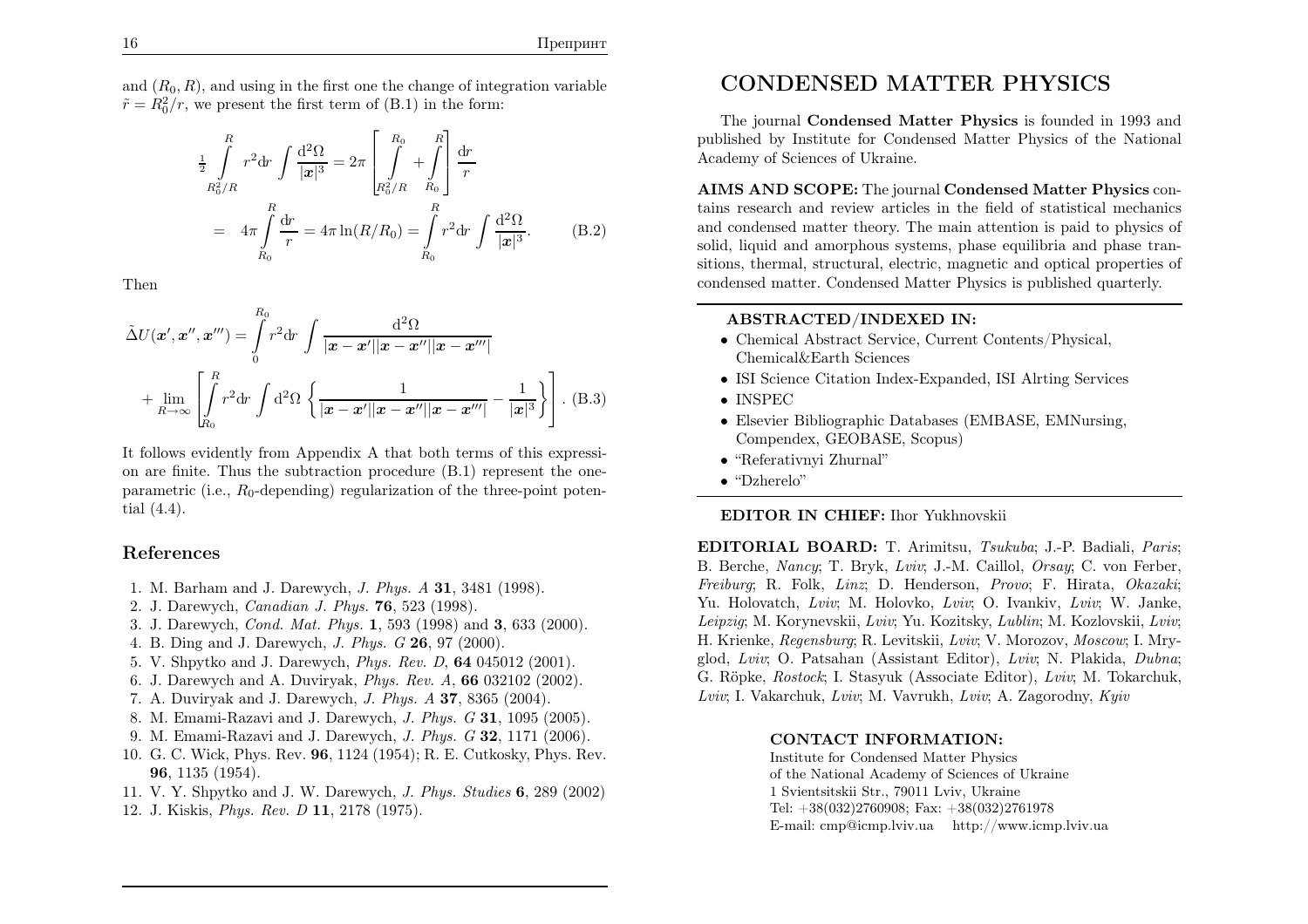and $(R_0, R)$, and using in the first one the change of integration variable $\tilde{r} = R_0^2/r$, we present the first term of (B.1) in the form:

$$
\begin{aligned}
\tfrac{1}{2}\int\limits_{R_0^2/R}^{R} r^2 \mathrm{d}r \int \frac{\mathrm{d}^2\Omega}{|\boldsymbol{x}|^3} &= 2\pi \left[\int\limits_{R_0^2/R}^{R_0} + \int\limits_{R_0}^{R}\right] \frac{\mathrm{d}r}{r} \\
&= 4\pi \int\limits_{R_0}^{R} \frac{\mathrm{d}r}{r} = 4\pi \ln(R/R_0) = \int\limits_{R_0}^{R} r^2 \mathrm{d}r \int \frac{\mathrm{d}^2\Omega}{|\boldsymbol{x}|^3}.
\end{aligned}
\tag{B.2}
$$

Then

$$
\begin{aligned}
\tilde{\Delta}U(\boldsymbol{x}', \boldsymbol{x}'', \boldsymbol{x}''') &= \int\limits_{0}^{R_0} r^2 \mathrm{d}r \int \frac{\mathrm{d}^2\Omega}{|\boldsymbol{x}-\boldsymbol{x}'||\boldsymbol{x}-\boldsymbol{x}''||\boldsymbol{x}-\boldsymbol{x}'''|} \\
&+ \lim_{R\to\infty} \left[\int\limits_{R_0}^{R} r^2 \mathrm{d}r \int \mathrm{d}^2\Omega \left\{\frac{1}{|\boldsymbol{x}-\boldsymbol{x}'||\boldsymbol{x}-\boldsymbol{x}''||\boldsymbol{x}-\boldsymbol{x}'''|} - \frac{1}{|\boldsymbol{x}|^3}\right\}\right].
\end{aligned}
\tag{B.3}
$$

It follows evidently from Appendix A that both terms of this expression are finite. Thus the subtraction procedure (B.1) represent the oneparametric (i.e., $R_0$-depending) regularization of the three-point potential (4.4).

## References

1. M. Barham and J. Darewych, *J. Phys. A* **31**, 3481 (1998).
2. J. Darewych, *Canadian J. Phys.* **76**, 523 (1998).
3. J. Darewych, *Cond. Mat. Phys.* **1**, 593 (1998) and **3**, 633 (2000).
4. B. Ding and J. Darewych, *J. Phys. G* **26**, 97 (2000).
5. V. Shpytko and J. Darewych, *Phys. Rev. D*, **64** 045012 (2001).
6. J. Darewych and A. Duviryak, *Phys. Rev. A*, **66** 032102 (2002).
7. A. Duviryak and J. Darewych, *J. Phys. A* **37**, 8365 (2004).
8. M. Emami-Razavi and J. Darewych, *J. Phys. G* **31**, 1095 (2005).
9. M. Emami-Razavi and J. Darewych, *J. Phys. G* **32**, 1171 (2006).
10. G. C. Wick, Phys. Rev. **96**, 1124 (1954); R. E. Cutkosky, Phys. Rev. **96**, 1135 (1954).
11. V. Y. Shpytko and J. W. Darewych, *J. Phys. Studies* **6**, 289 (2002)
12. J. Kiskis, *Phys. Rev. D* **11**, 2178 (1975).

# CONDENSED MATTER PHYSICS

The journal **Condensed Matter Physics** is founded in 1993 and published by Institute for Condensed Matter Physics of the National Academy of Sciences of Ukraine.

**AIMS AND SCOPE:** The journal **Condensed Matter Physics** contains research and review articles in the field of statistical mechanics and condensed matter theory. The main attention is paid to physics of solid, liquid and amorphous systems, phase equilibria and phase transitions, thermal, structural, electric, magnetic and optical properties of condensed matter. Condensed Matter Physics is published quarterly.

**ABSTRACTED/INDEXED IN:**

- Chemical Abstract Service, Current Contents/Physical, Chemical&Earth Sciences
- ISI Science Citation Index-Expanded, ISI Alrting Services
- INSPEC
- Elsevier Bibliographic Databases (EMBASE, EMNursing, Compendex, GEOBASE, Scopus)
- "Referativnyi Zhurnal"
- "Dzherelo"

**EDITOR IN CHIEF:** Ihor Yukhnovskii

**EDITORIAL BOARD:** T. Arimitsu, *Tsukuba*; J.-P. Badiali, *Paris*; B. Berche, *Nancy*; T. Bryk, *Lviv*; J.-M. Caillol, *Orsay*; C. von Ferber, *Freiburg*; R. Folk, *Linz*; D. Henderson, *Provo*; F. Hirata, *Okazaki*; Yu. Holovatch, *Lviv*; M. Holovko, *Lviv*; O. Ivankiv, *Lviv*; W. Janke, *Leipzig*; M. Korynevskii, *Lviv*; Yu. Kozitsky, *Lublin*; M. Kozlovskii, *Lviv*; H. Krienke, *Regensburg*; R. Levitskii, *Lviv*; V. Morozov, *Moscow*; I. Mryglod, *Lviv*; O. Patsahan (Assistant Editor), *Lviv*; N. Plakida, *Dubna*; G. Röpke, *Rostock*; I. Stasyuk (Associate Editor), *Lviv*; M. Tokarchuk, *Lviv*; I. Vakarchuk, *Lviv*; M. Vavrukh, *Lviv*; A. Zagorodny, *Kyiv*

**CONTACT INFORMATION:**

Institute for Condensed Matter Physics
of the National Academy of Sciences of Ukraine
1 Svientsitskii Str., 79011 Lviv, Ukraine
Tel: +38(032)2760908; Fax: +38(032)2761978
E-mail: cmp@icmp.lviv.ua http://www.icmp.lviv.ua